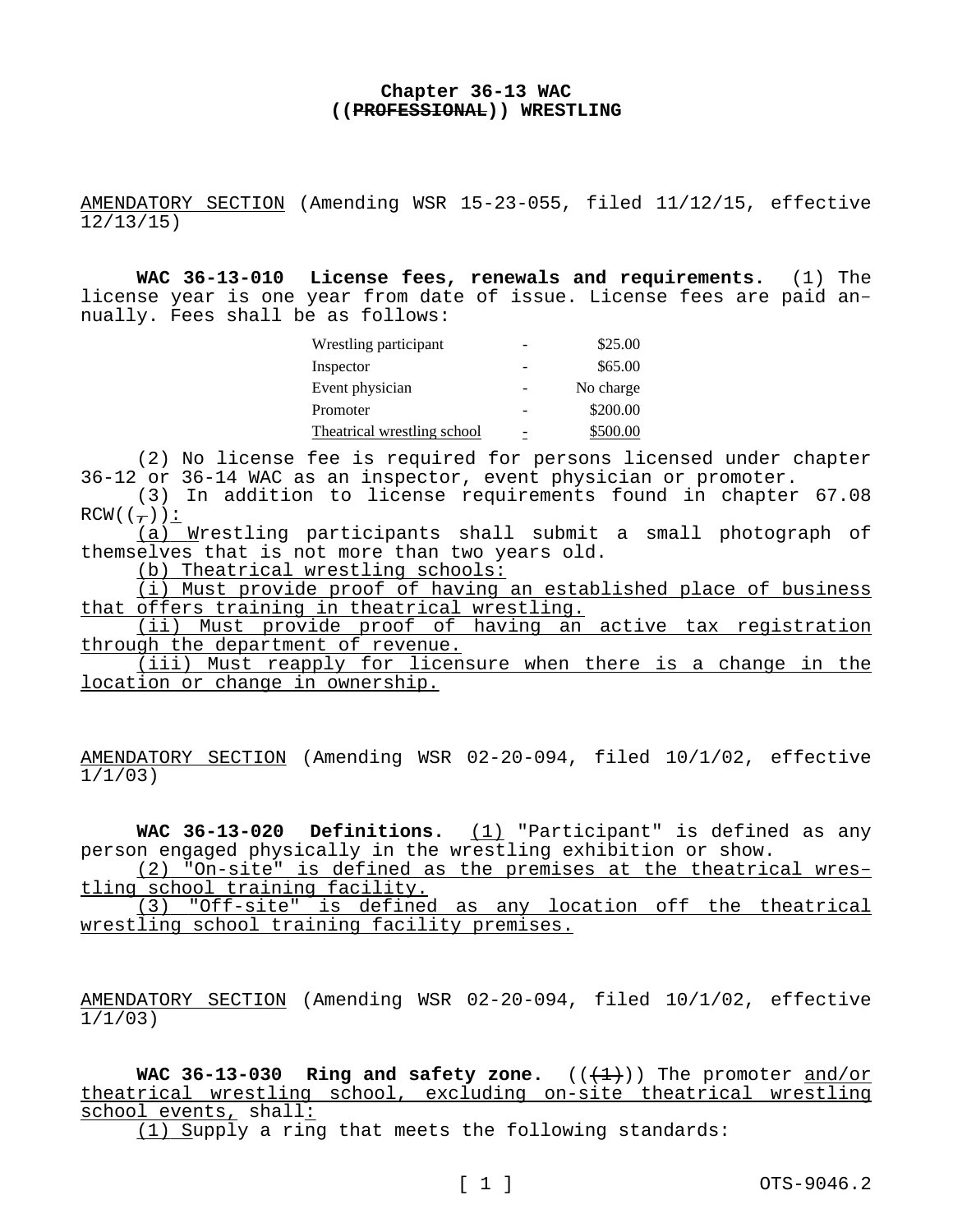# Chapter 36-13 WAC
# ((~~PROFESSIONAL~~)) WRESTLING

AMENDATORY SECTION (Amending WSR 15-23-055, filed 11/12/15, effective 12/13/15)

**WAC 36-13-010 License fees, renewals and requirements.** (1) The license year is one year from date of issue. License fees are paid annually. Fees shall be as follows:

| | | |
|---|---|---|
| Wrestling participant | - | $25.00 |
| Inspector | - | $65.00 |
| Event physician | - | No charge |
| Promoter | - | $200.00 |
| Theatrical wrestling school | - | $500.00 |

(2) No license fee is required for persons licensed under chapter 36-12 or 36-14 WAC as an inspector, event physician or promoter.

(3) In addition to license requirements found in chapter 67.08 RCW((~~,~~)):

(a) Wrestling participants shall submit a small photograph of themselves that is not more than two years old.

(b) Theatrical wrestling schools:

(i) Must provide proof of having an established place of business that offers training in theatrical wrestling.

(ii) Must provide proof of having an active tax registration through the department of revenue.

(iii) Must reapply for licensure when there is a change in the location or change in ownership.

AMENDATORY SECTION (Amending WSR 02-20-094, filed 10/1/02, effective 1/1/03)

**WAC 36-13-020 Definitions.** (1) "Participant" is defined as any person engaged physically in the wrestling exhibition or show.

(2) "On-site" is defined as the premises at the theatrical wrestling school training facility.

(3) "Off-site" is defined as any location off the theatrical wrestling school training facility premises.

AMENDATORY SECTION (Amending WSR 02-20-094, filed 10/1/02, effective 1/1/03)

**WAC 36-13-030 Ring and safety zone.** ((~~(1)~~)) The promoter and/or theatrical wrestling school, excluding on-site theatrical wrestling school events, shall:

(1) Supply a ring that meets the following standards: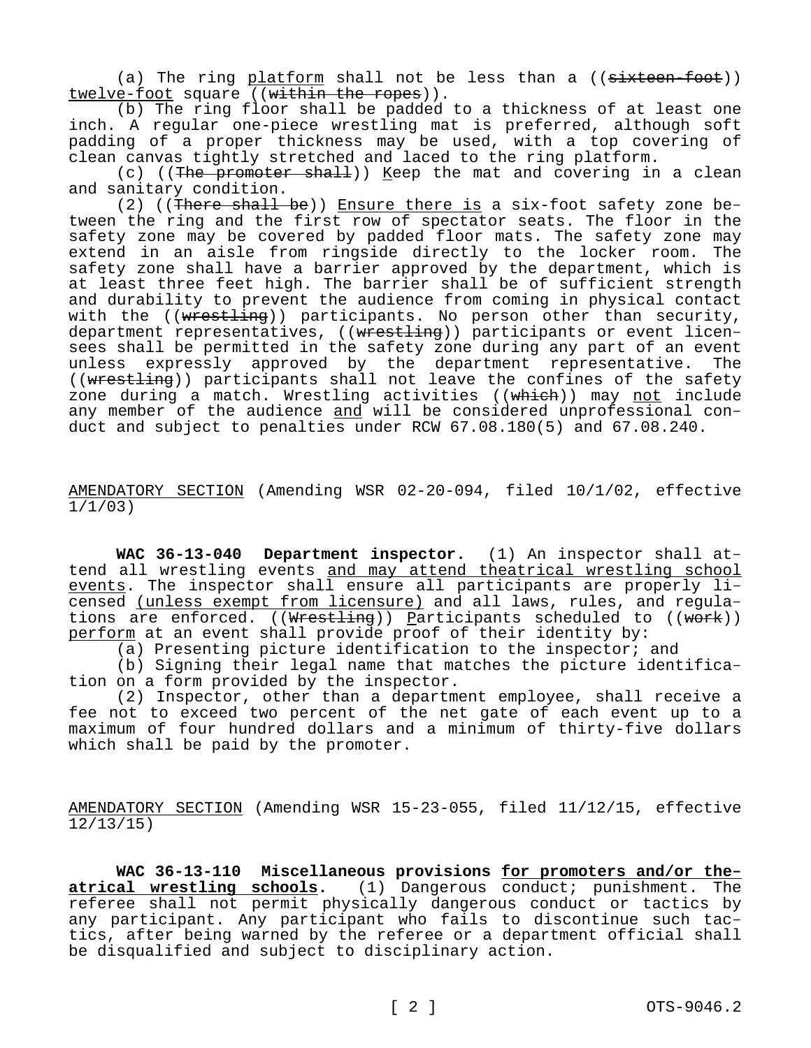(a) The ring platform shall not be less than a ((~~sixteen-foot~~)) twelve-foot square ((~~within the ropes~~)).

(b) The ring floor shall be padded to a thickness of at least one inch. A regular one-piece wrestling mat is preferred, although soft padding of a proper thickness may be used, with a top covering of clean canvas tightly stretched and laced to the ring platform.

(c) ((~~The promoter shall~~)) Keep the mat and covering in a clean and sanitary condition.

(2) ((~~There shall be~~)) Ensure there is a six-foot safety zone between the ring and the first row of spectator seats. The floor in the safety zone may be covered by padded floor mats. The safety zone may extend in an aisle from ringside directly to the locker room. The safety zone shall have a barrier approved by the department, which is at least three feet high. The barrier shall be of sufficient strength and durability to prevent the audience from coming in physical contact with the ((~~wrestling~~)) participants. No person other than security, department representatives, ((~~wrestling~~)) participants or event licensees shall be permitted in the safety zone during any part of an event unless expressly approved by the department representative. The ((~~wrestling~~)) participants shall not leave the confines of the safety zone during a match. Wrestling activities ((~~which~~)) may not include any member of the audience and will be considered unprofessional conduct and subject to penalties under RCW 67.08.180(5) and 67.08.240.

AMENDATORY SECTION (Amending WSR 02-20-094, filed 10/1/02, effective 1/1/03)

**WAC 36-13-040 Department inspector.** (1) An inspector shall attend all wrestling events and may attend theatrical wrestling school events. The inspector shall ensure all participants are properly licensed (unless exempt from licensure) and all laws, rules, and regulations are enforced. ((~~Wrestling~~)) Participants scheduled to ((~~work~~)) perform at an event shall provide proof of their identity by:

(a) Presenting picture identification to the inspector; and

(b) Signing their legal name that matches the picture identification on a form provided by the inspector.

(2) Inspector, other than a department employee, shall receive a fee not to exceed two percent of the net gate of each event up to a maximum of four hundred dollars and a minimum of thirty-five dollars which shall be paid by the promoter.

AMENDATORY SECTION (Amending WSR 15-23-055, filed 11/12/15, effective 12/13/15)

**WAC 36-13-110 Miscellaneous provisions for promoters and/or theatrical wrestling schools.** (1) Dangerous conduct; punishment. The referee shall not permit physically dangerous conduct or tactics by any participant. Any participant who fails to discontinue such tactics, after being warned by the referee or a department official shall be disqualified and subject to disciplinary action.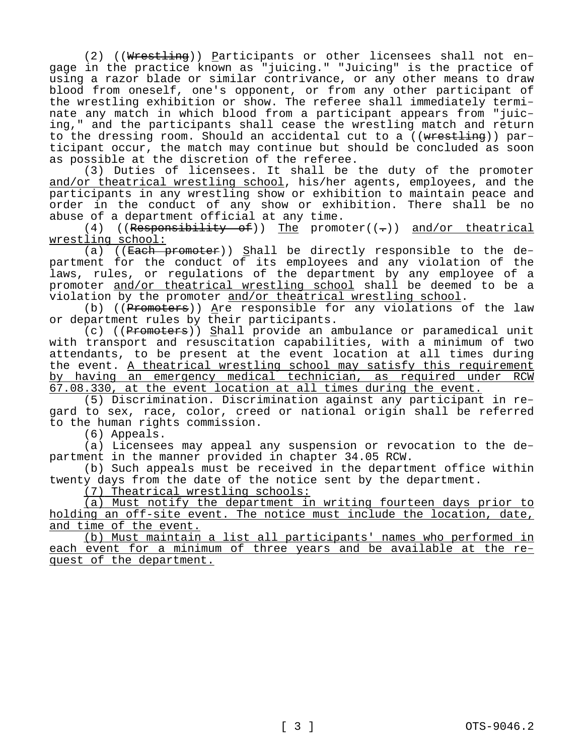(2) ((Wrestling)) Participants or other licensees shall not engage in the practice known as "juicing." "Juicing" is the practice of using a razor blade or similar contrivance, or any other means to draw blood from oneself, one's opponent, or from any other participant of the wrestling exhibition or show. The referee shall immediately terminate any match in which blood from a participant appears from "juicing," and the participants shall cease the wrestling match and return to the dressing room. Should an accidental cut to a ((wrestling)) participant occur, the match may continue but should be concluded as soon as possible at the discretion of the referee.

(3) Duties of licensees. It shall be the duty of the promoter and/or theatrical wrestling school, his/her agents, employees, and the participants in any wrestling show or exhibition to maintain peace and order in the conduct of any show or exhibition. There shall be no abuse of a department official at any time.

(4) ((Responsibility of)) The promoter((.)) and/or theatrical wrestling school:

(a) ((Each promoter)) Shall be directly responsible to the department for the conduct of its employees and any violation of the laws, rules, or regulations of the department by any employee of a promoter and/or theatrical wrestling school shall be deemed to be a violation by the promoter and/or theatrical wrestling school.

(b) ((Promoters)) Are responsible for any violations of the law or department rules by their participants.

(c) ((Promoters)) Shall provide an ambulance or paramedical unit with transport and resuscitation capabilities, with a minimum of two attendants, to be present at the event location at all times during the event. A theatrical wrestling school may satisfy this requirement by having an emergency medical technician, as required under RCW 67.08.330, at the event location at all times during the event.

(5) Discrimination. Discrimination against any participant in regard to sex, race, color, creed or national origin shall be referred to the human rights commission.

(6) Appeals.

(a) Licensees may appeal any suspension or revocation to the department in the manner provided in chapter 34.05 RCW.

(b) Such appeals must be received in the department office within twenty days from the date of the notice sent by the department.

(7) Theatrical wrestling schools:

(a) Must notify the department in writing fourteen days prior to holding an off-site event. The notice must include the location, date, and time of the event.

(b) Must maintain a list all participants' names who performed in each event for a minimum of three years and be available at the request of the department.